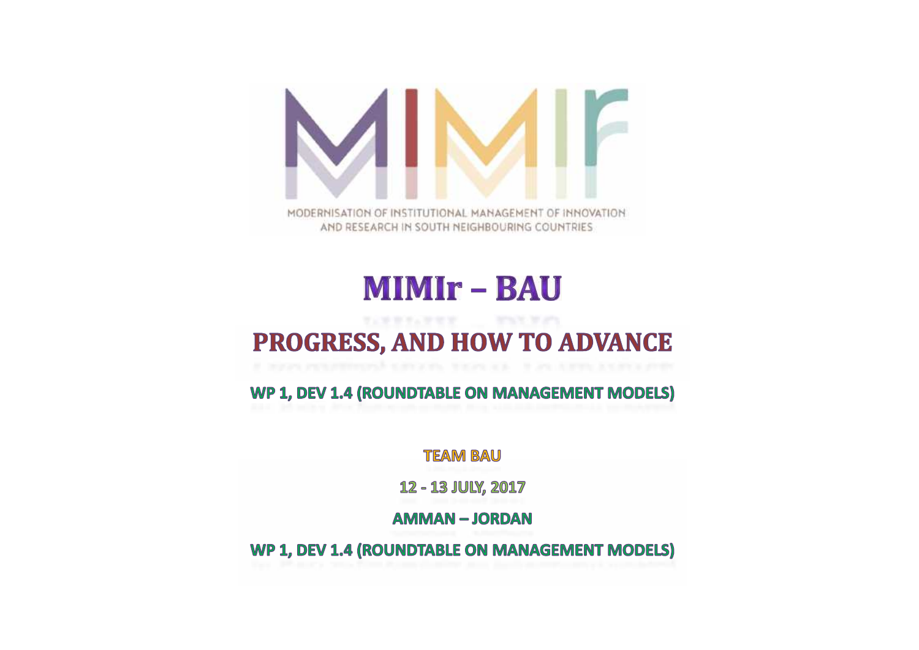MIMIr

MODERNISATION OF INSTITUTIONAL MANAGEMENT OF INNOVATION AND RESEARCH IN SOUTH NEIGHBOURING COUNTRIES

# MIMIr – BAU

## PROGRESS, AND HOW TO ADVANCE

**WP 1, DEV 1.4 (ROUNDTABLE ON MANAGEMENT MODELS)**

**TEAM BAU**

**12 - 13 JULY, 2017**

**AMMAN – JORDAN**

**WP 1, DEV 1.4 (ROUNDTABLE ON MANAGEMENT MODELS)**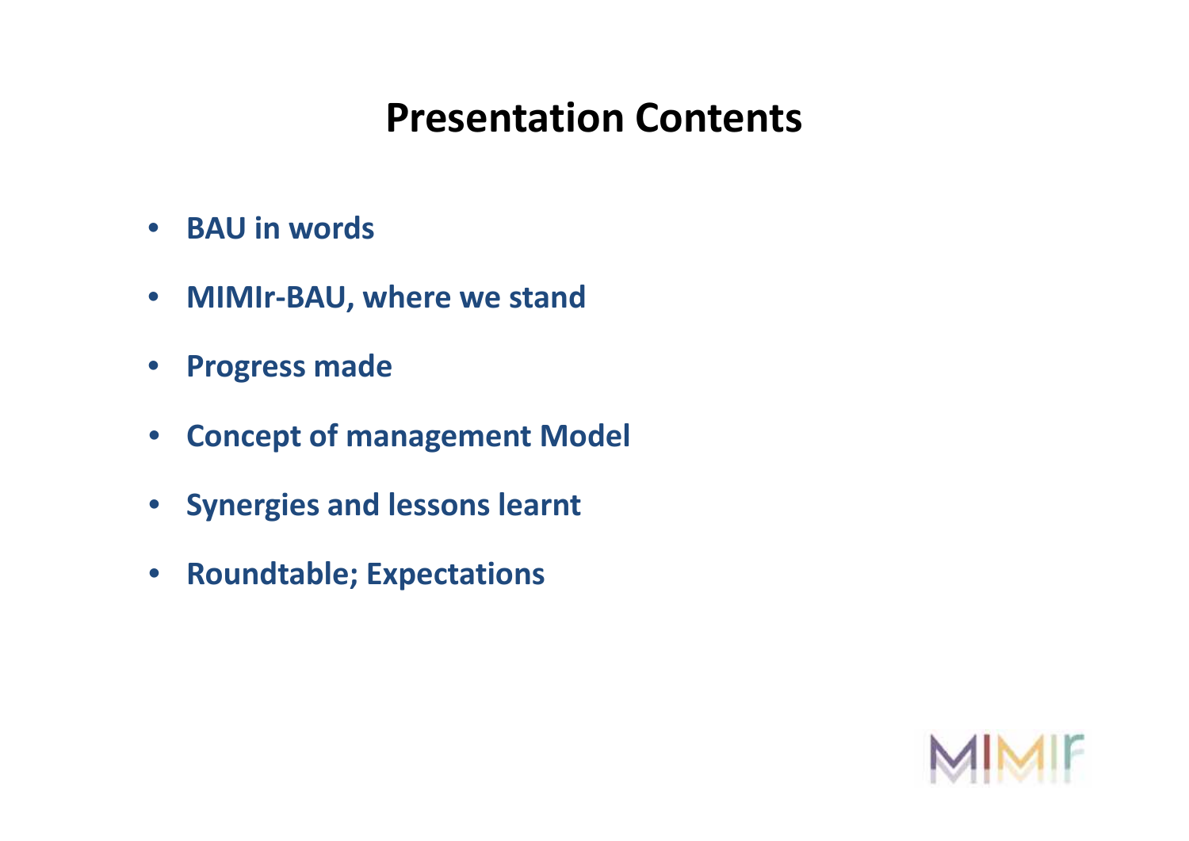# Presentation Contents

- **BAU in words**
- **MIMIr-BAU, where we stand**
- **Progress made**
- **Concept of management Model**
- **Synergies and lessons learnt**
- **Roundtable; Expectations**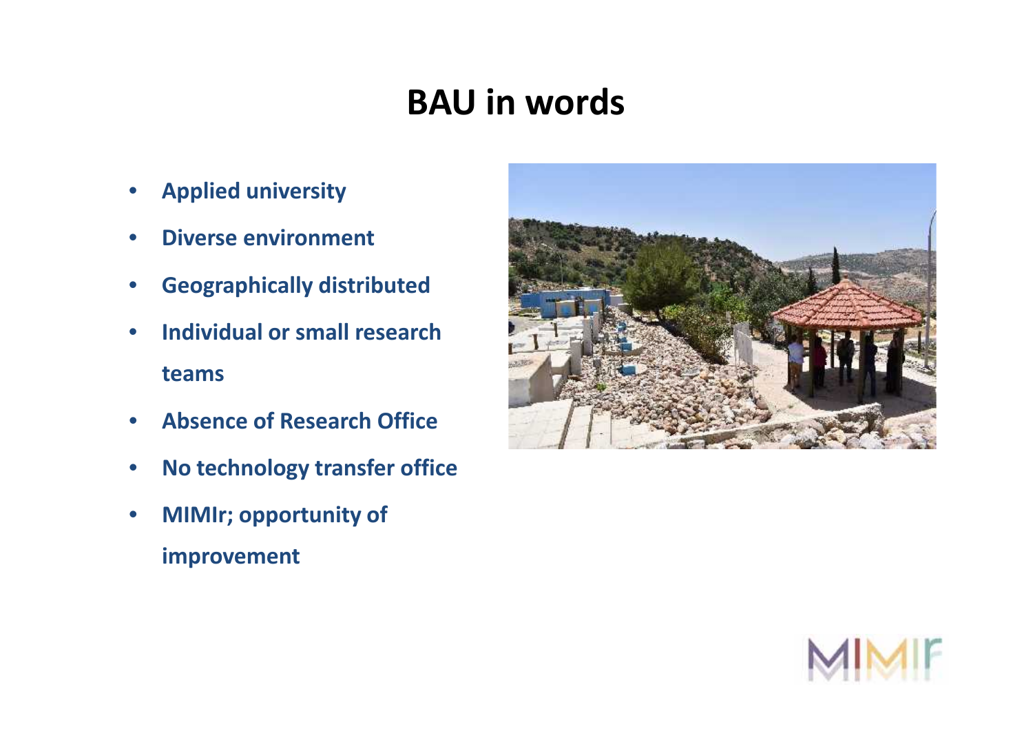# BAU in words

- **Applied university**
- **Diverse environment**
- **Geographically distributed**
- **Individual or small research teams**
- **Absence of Research Office**
- **No technology transfer office**
- **MIMIr; opportunity of improvement**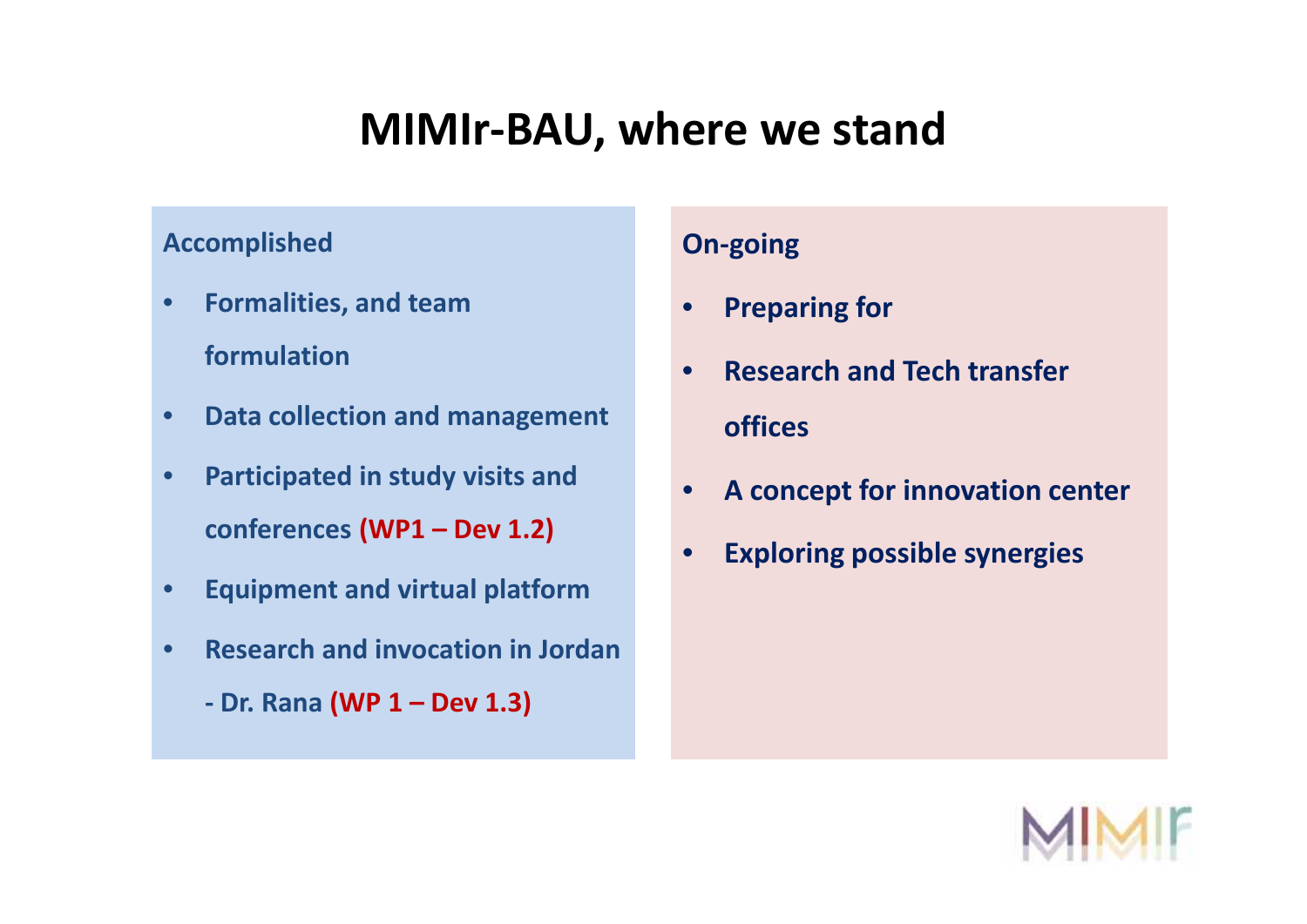# MIMIr-BAU, where we stand

**Accomplished**

- **Formalities, and team formulation**
- **Data collection and management**
- **Participated in study visits and conferences (WP1 – Dev 1.2)**
- **Equipment and virtual platform**
- **Research and invocation in Jordan - Dr. Rana (WP 1 – Dev 1.3)**

**On-going**

- **Preparing for**
- **Research and Tech transfer offices**
- **A concept for innovation center**
- **Exploring possible synergies**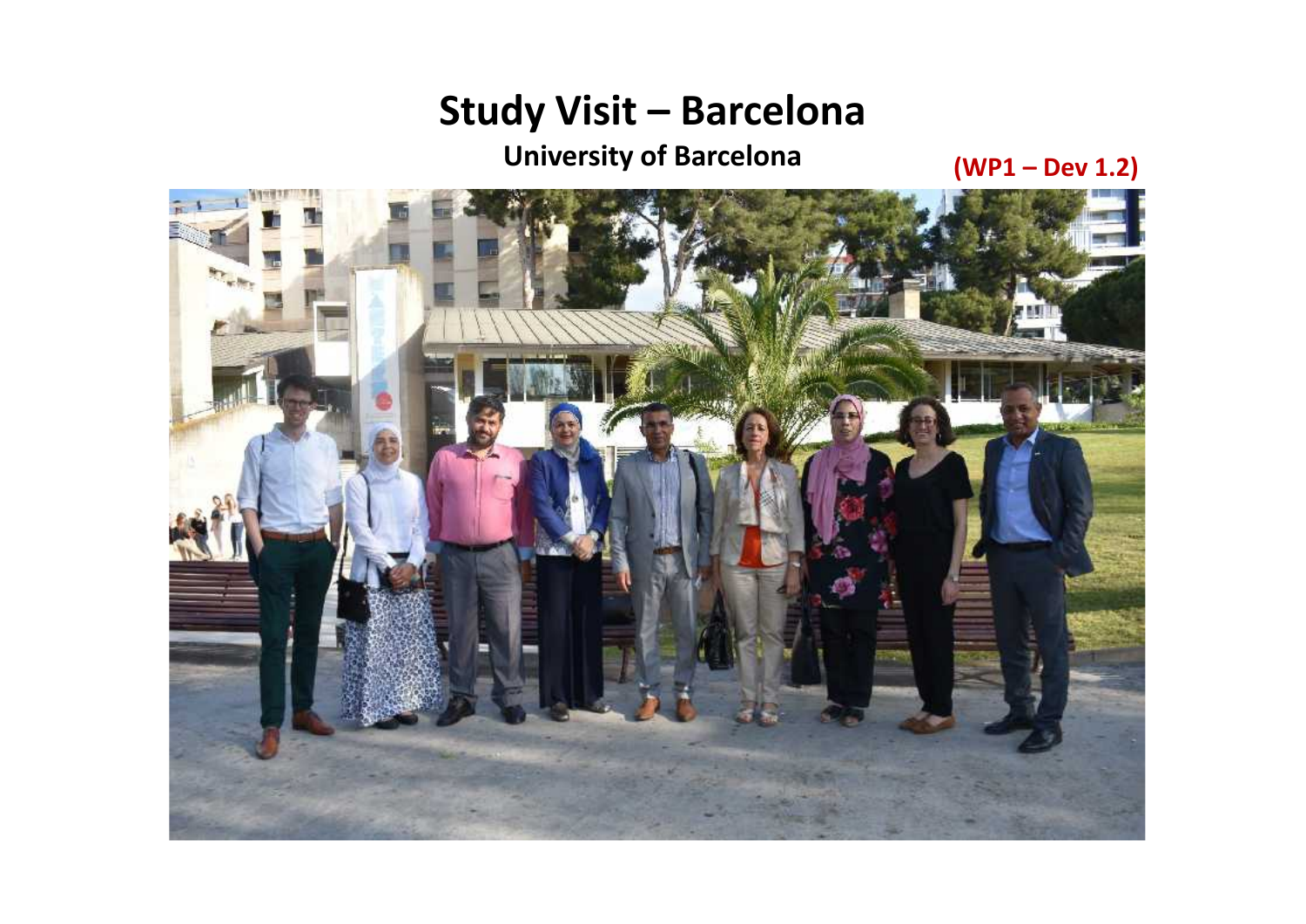# Study Visit – Barcelona

**University of Barcelona**

**(WP1 – Dev 1.2)**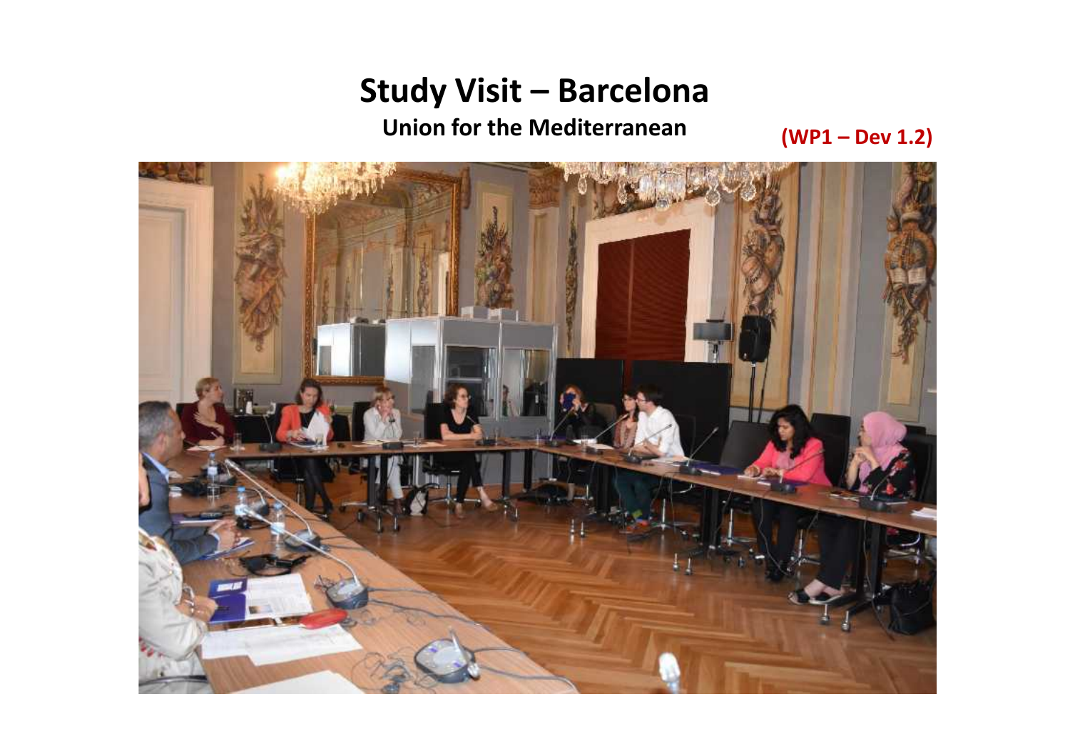# Study Visit – Barcelona

**Union for the Mediterranean**

**(WP1 – Dev 1.2)**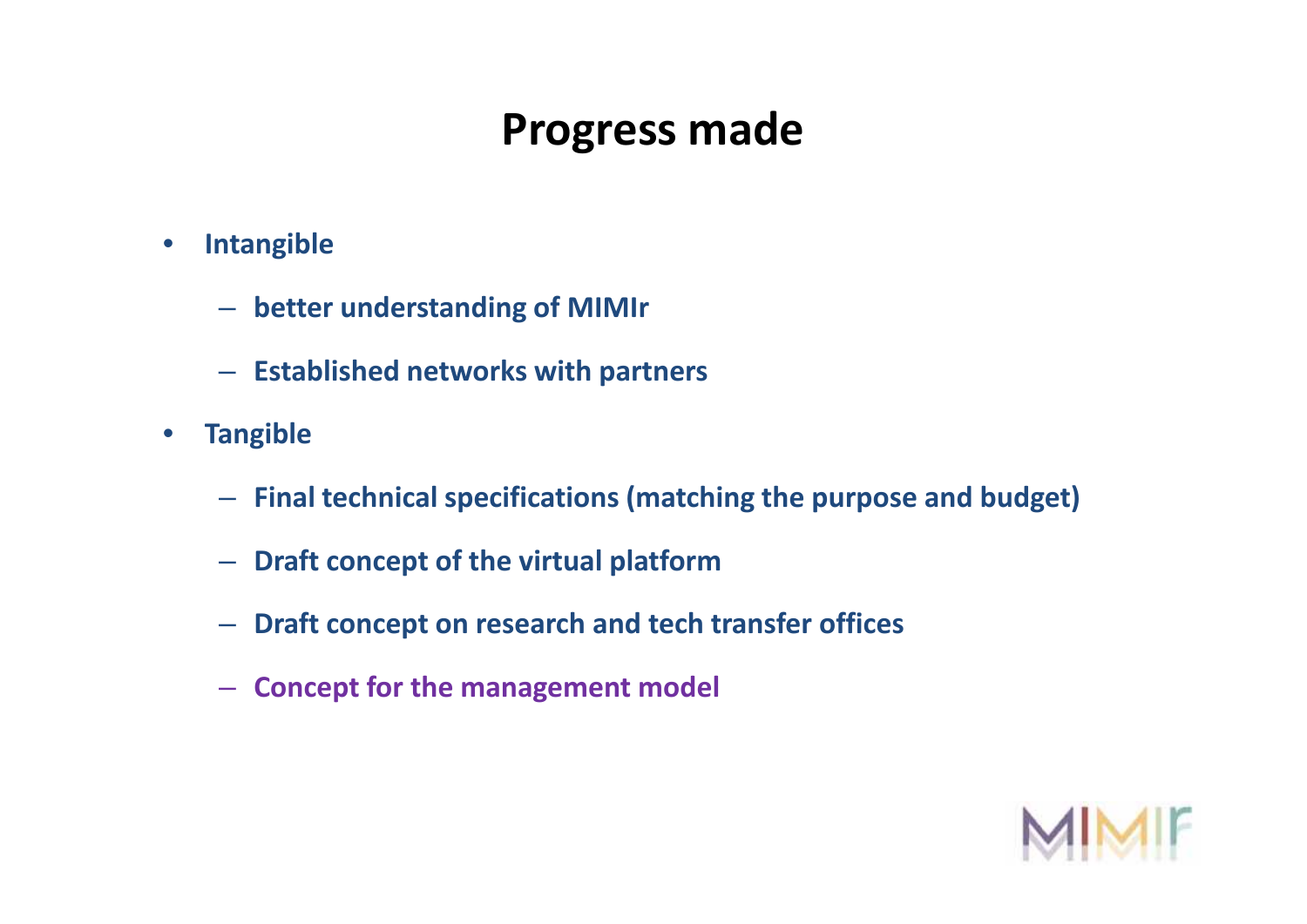# Progress made

- **Intangible**
  - **better understanding of MIMIr**
  - **Established networks with partners**
- **Tangible**
  - **Final technical specifications (matching the purpose and budget)**
  - **Draft concept of the virtual platform**
  - **Draft concept on research and tech transfer offices**
  - **Concept for the management model**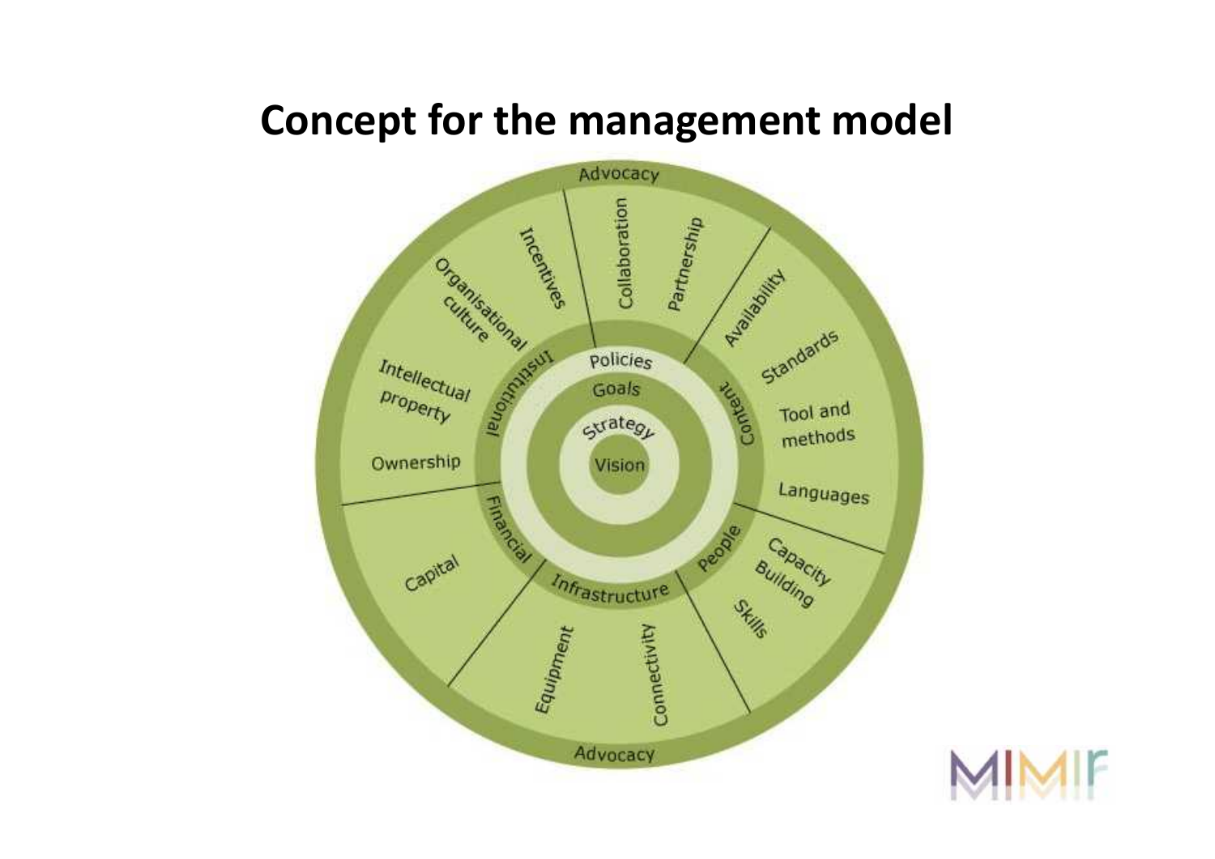# Concept for the management model

Advocacy

Organisational culture | Incentives | Collaboration | Partnership | Availability | Standards | Tool and methods | Languages | Capacity Building | Skills | Connectivity | Equipment | Capital | Ownership | Intellectual property

Institutional | Content | People | Infrastructure | Financial

Policies

Goals

Strategy

Vision

Advocacy

MIMIF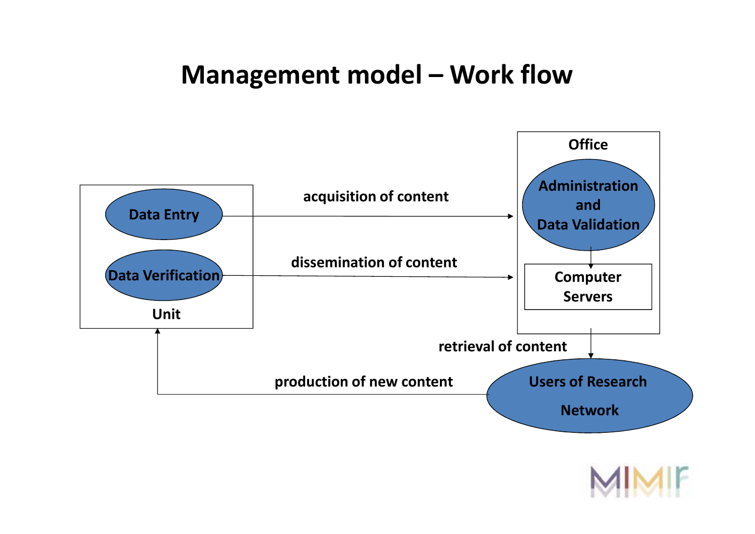# Management model – Work flow

Office

Administration and Data Validation

Computer Servers

Data Entry

Data Verification

Unit

acquisition of content

dissemination of content

retrieval of content

production of new content

Users of Research Network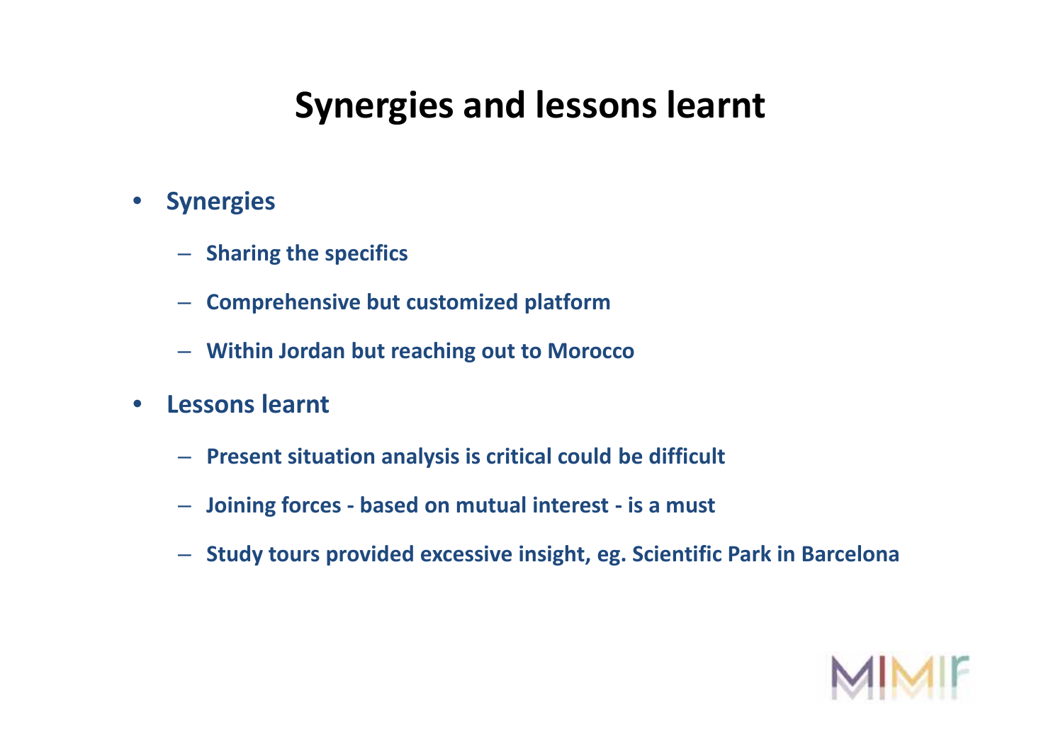# Synergies and lessons learnt

- **Synergies**
  - **Sharing the specifics**
  - **Comprehensive but customized platform**
  - **Within Jordan but reaching out to Morocco**
- **Lessons learnt**
  - **Present situation analysis is critical could be difficult**
  - **Joining forces - based on mutual interest - is a must**
  - **Study tours provided excessive insight, eg. Scientific Park in Barcelona**

MIMIF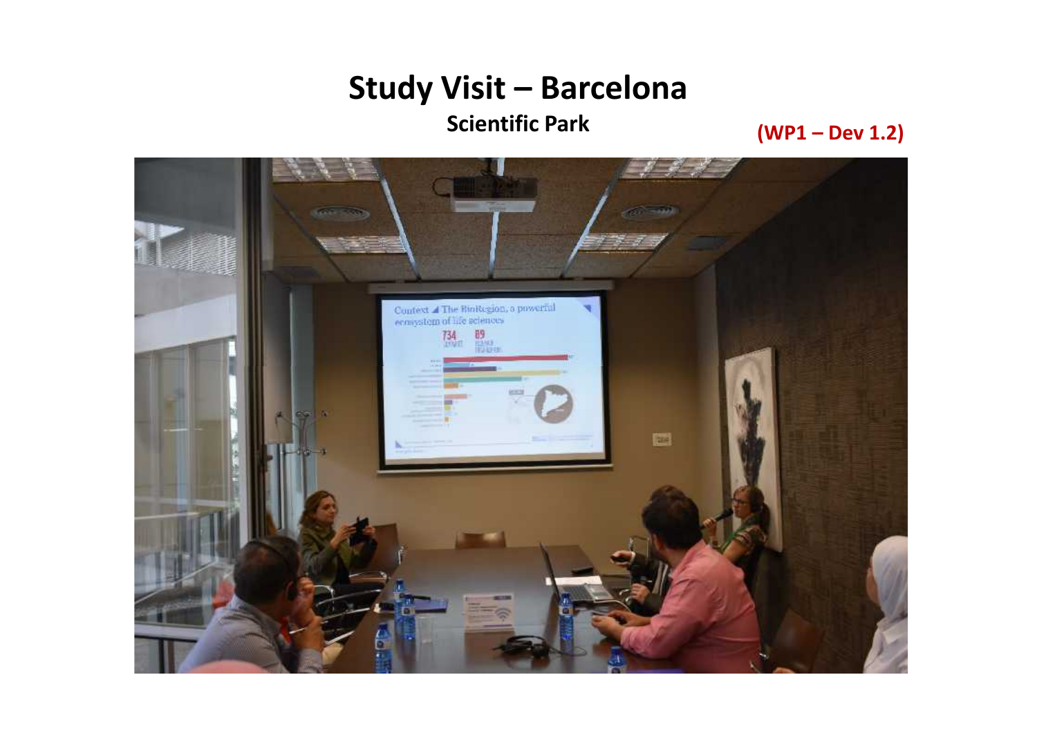# Study Visit – Barcelona

## Scientific Park

**(WP1 – Dev 1.2)**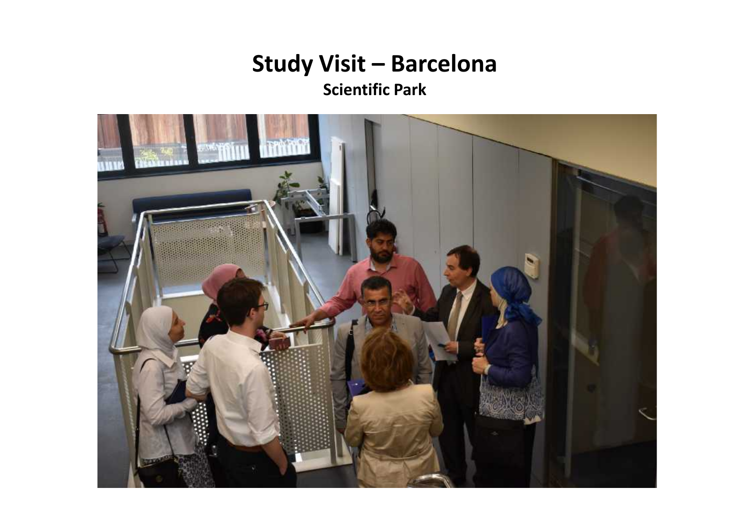# Study Visit – Barcelona

**Scientific Park**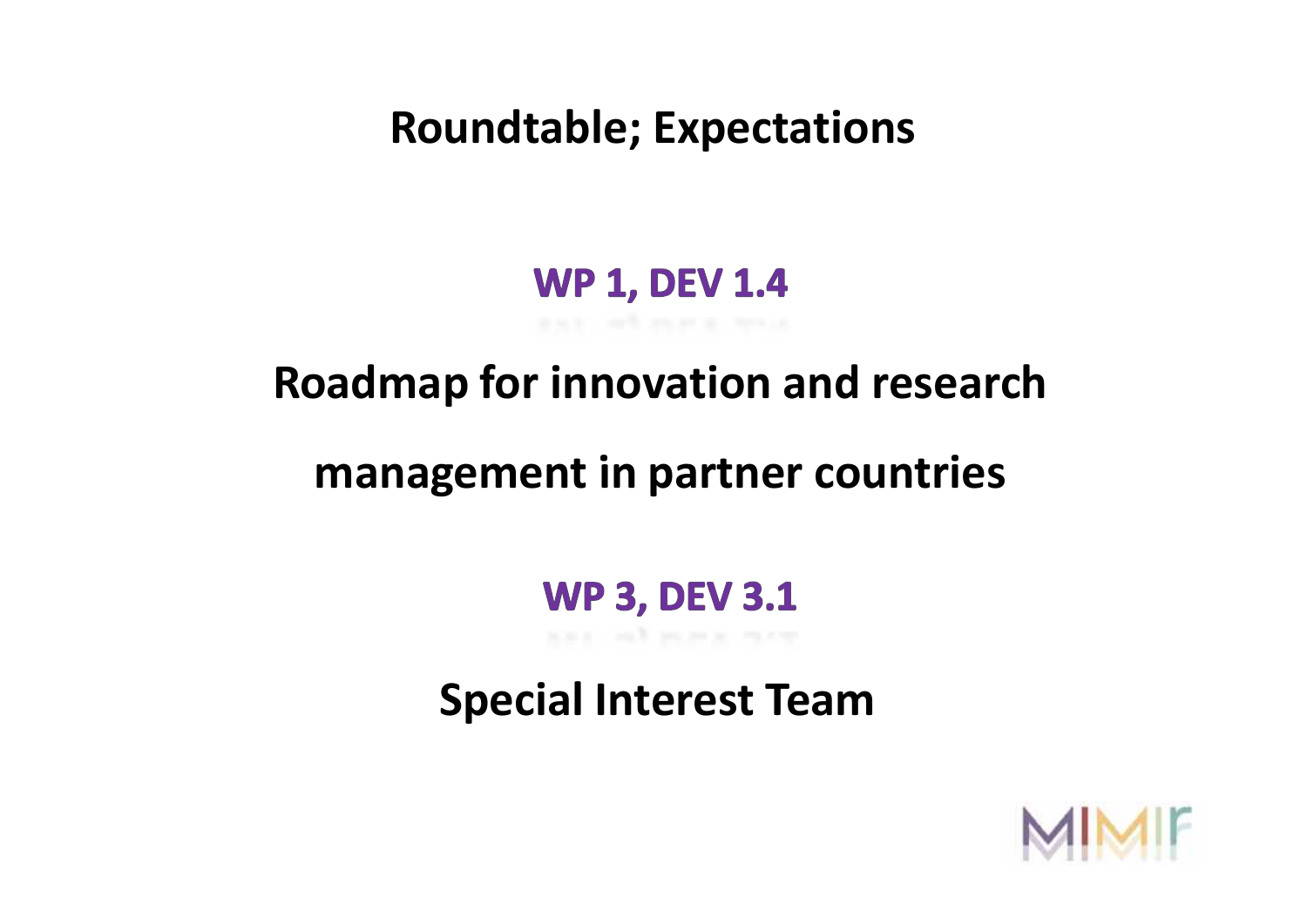# Roundtable; Expectations

## WP 1, DEV 1.4

## Roadmap for innovation and research management in partner countries

## WP 3, DEV 3.1

## Special Interest Team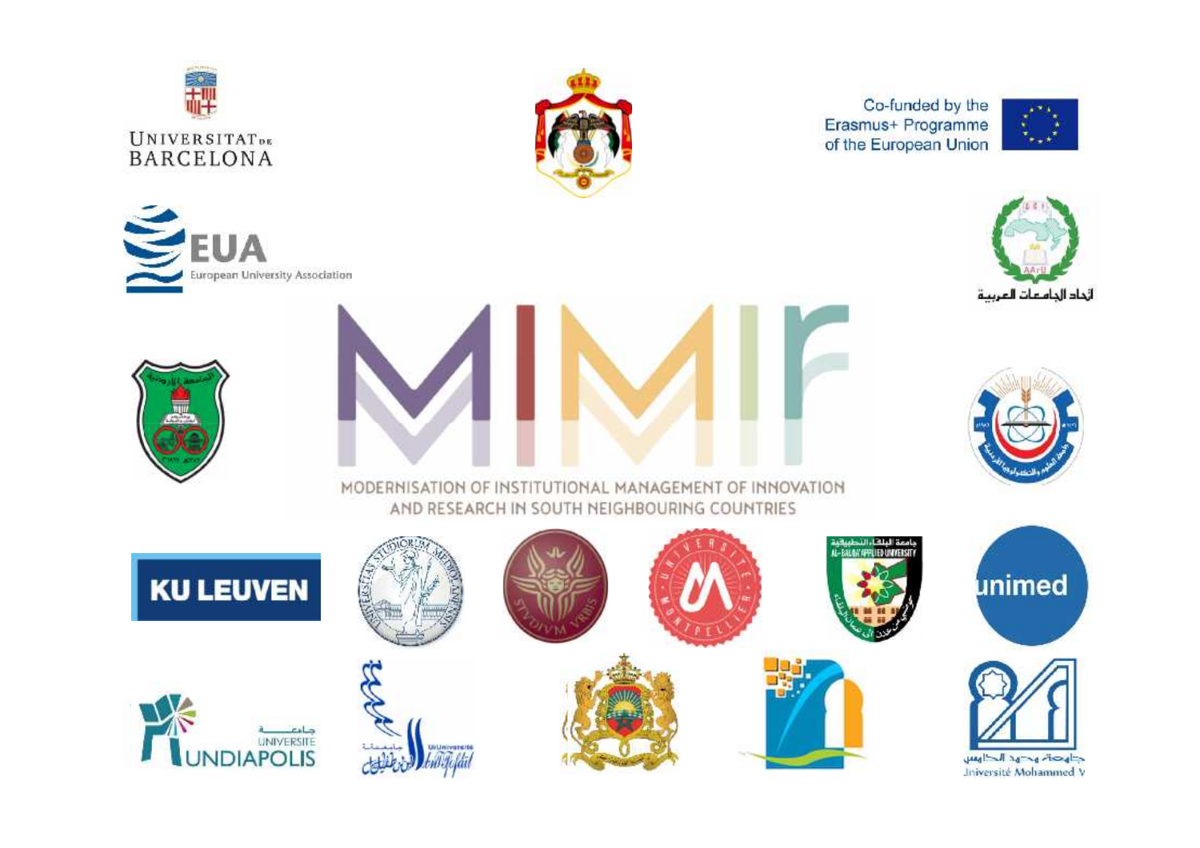UNIVERSITAT DE BARCELONA

Co-funded by the Erasmus+ Programme of the European Union

EUA European University Association

اتحاد الجامعات العربية

# MIMIF

MODERNISATION OF INSTITUTIONAL MANAGEMENT OF INNOVATION AND RESEARCH IN SOUTH NEIGHBOURING COUNTRIES

KU LEUVEN

unimed

UNIVERSITE UNDIAPOLIS

جامعة محمد الخامس

Université Mohammed V